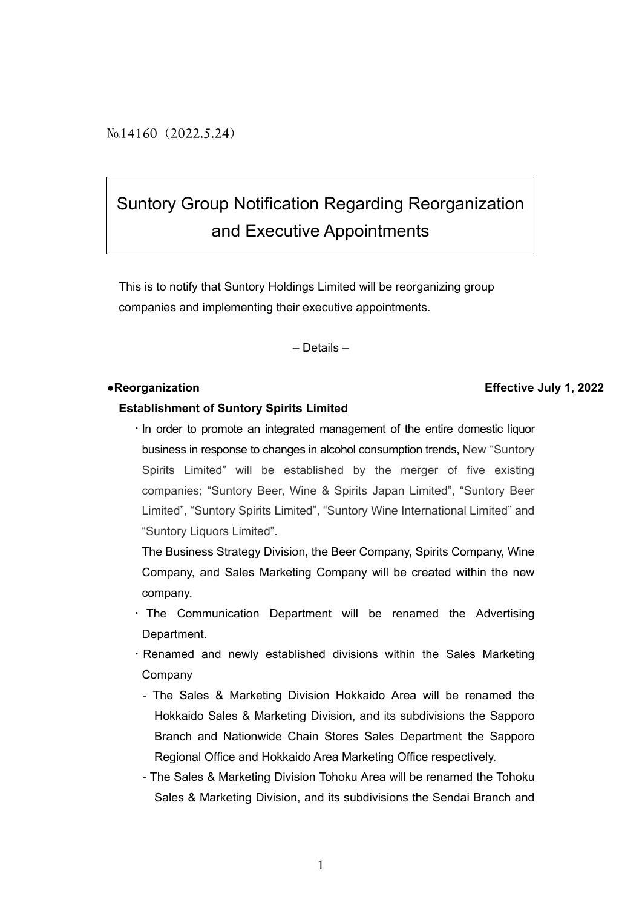№14160（2022.5.24）

# Suntory Group Notification Regarding Reorganization and Executive Appointments

This is to notify that Suntory Holdings Limited will be reorganizing group companies and implementing their executive appointments.

– Details –

**●Reorganization** **Effective July 1, 2022**

**Establishment of Suntory Spirits Limited**

・In order to promote an integrated management of the entire domestic liquor business in response to changes in alcohol consumption trends, New "Suntory Spirits Limited" will be established by the merger of five existing companies; "Suntory Beer, Wine & Spirits Japan Limited", "Suntory Beer Limited", "Suntory Spirits Limited", "Suntory Wine International Limited" and "Suntory Liquors Limited".

The Business Strategy Division, the Beer Company, Spirits Company, Wine Company, and Sales Marketing Company will be created within the new company.

・The Communication Department will be renamed the Advertising Department.

・Renamed and newly established divisions within the Sales Marketing Company

- The Sales & Marketing Division Hokkaido Area will be renamed the Hokkaido Sales & Marketing Division, and its subdivisions the Sapporo Branch and Nationwide Chain Stores Sales Department the Sapporo Regional Office and Hokkaido Area Marketing Office respectively.
- The Sales & Marketing Division Tohoku Area will be renamed the Tohoku Sales & Marketing Division, and its subdivisions the Sendai Branch and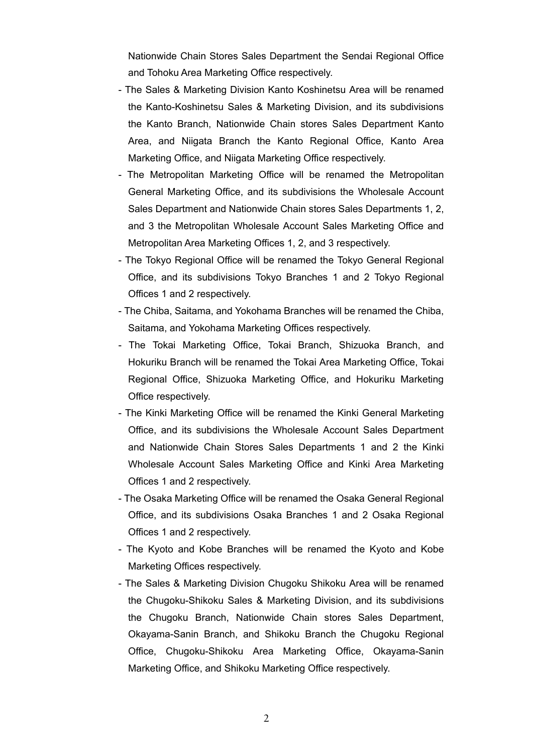Nationwide Chain Stores Sales Department the Sendai Regional Office and Tohoku Area Marketing Office respectively.

- The Sales & Marketing Division Kanto Koshinetsu Area will be renamed the Kanto-Koshinetsu Sales & Marketing Division, and its subdivisions the Kanto Branch, Nationwide Chain stores Sales Department Kanto Area, and Niigata Branch the Kanto Regional Office, Kanto Area Marketing Office, and Niigata Marketing Office respectively.
- The Metropolitan Marketing Office will be renamed the Metropolitan General Marketing Office, and its subdivisions the Wholesale Account Sales Department and Nationwide Chain stores Sales Departments 1, 2, and 3 the Metropolitan Wholesale Account Sales Marketing Office and Metropolitan Area Marketing Offices 1, 2, and 3 respectively.
- The Tokyo Regional Office will be renamed the Tokyo General Regional Office, and its subdivisions Tokyo Branches 1 and 2 Tokyo Regional Offices 1 and 2 respectively.
- The Chiba, Saitama, and Yokohama Branches will be renamed the Chiba, Saitama, and Yokohama Marketing Offices respectively.
- The Tokai Marketing Office, Tokai Branch, Shizuoka Branch, and Hokuriku Branch will be renamed the Tokai Area Marketing Office, Tokai Regional Office, Shizuoka Marketing Office, and Hokuriku Marketing Office respectively.
- The Kinki Marketing Office will be renamed the Kinki General Marketing Office, and its subdivisions the Wholesale Account Sales Department and Nationwide Chain Stores Sales Departments 1 and 2 the Kinki Wholesale Account Sales Marketing Office and Kinki Area Marketing Offices 1 and 2 respectively.
- The Osaka Marketing Office will be renamed the Osaka General Regional Office, and its subdivisions Osaka Branches 1 and 2 Osaka Regional Offices 1 and 2 respectively.
- The Kyoto and Kobe Branches will be renamed the Kyoto and Kobe Marketing Offices respectively.
- The Sales & Marketing Division Chugoku Shikoku Area will be renamed the Chugoku-Shikoku Sales & Marketing Division, and its subdivisions the Chugoku Branch, Nationwide Chain stores Sales Department, Okayama-Sanin Branch, and Shikoku Branch the Chugoku Regional Office, Chugoku-Shikoku Area Marketing Office, Okayama-Sanin Marketing Office, and Shikoku Marketing Office respectively.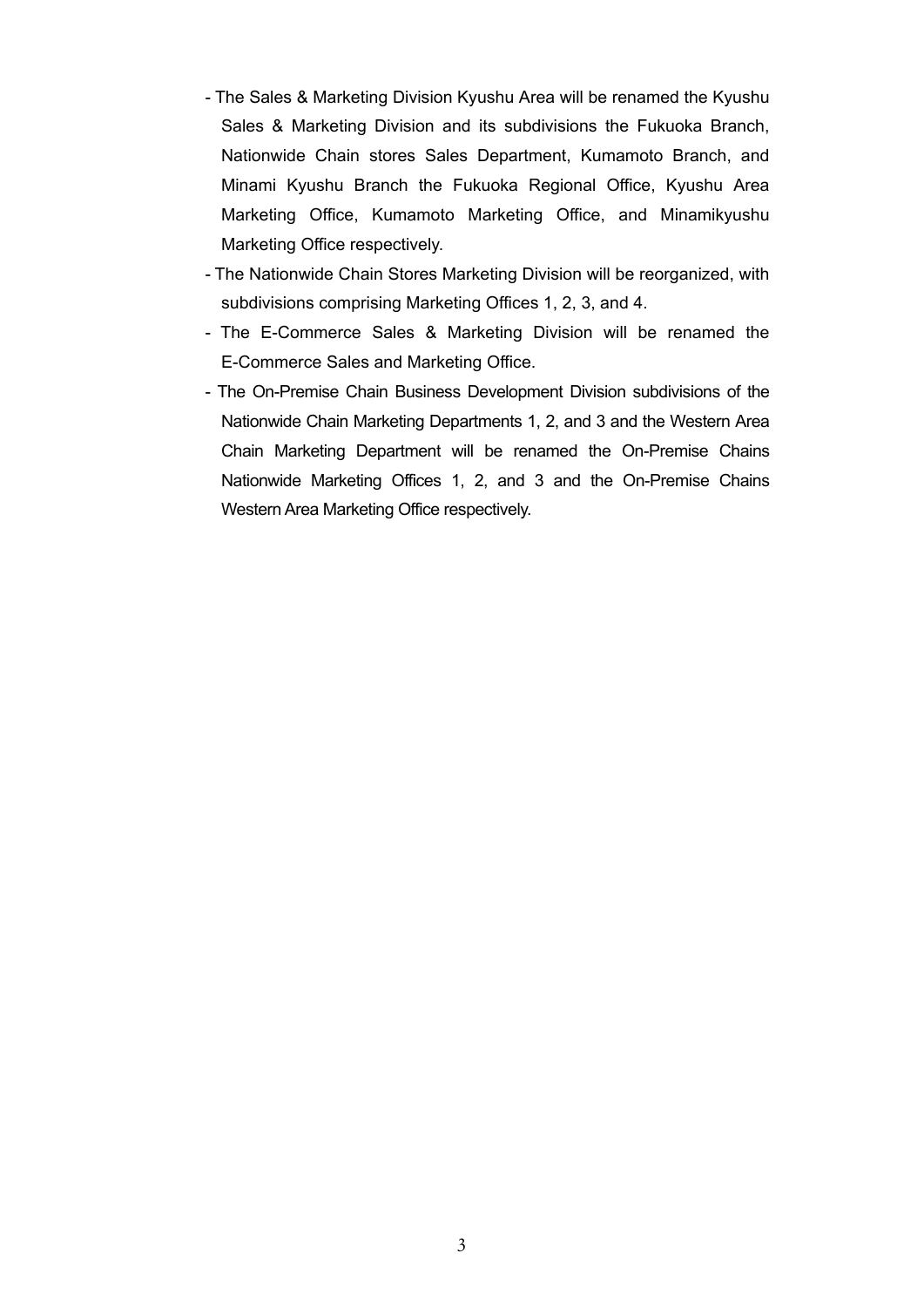- The Sales & Marketing Division Kyushu Area will be renamed the Kyushu Sales & Marketing Division and its subdivisions the Fukuoka Branch, Nationwide Chain stores Sales Department, Kumamoto Branch, and Minami Kyushu Branch the Fukuoka Regional Office, Kyushu Area Marketing Office, Kumamoto Marketing Office, and Minamikyushu Marketing Office respectively.
- The Nationwide Chain Stores Marketing Division will be reorganized, with subdivisions comprising Marketing Offices 1, 2, 3, and 4.
- The E-Commerce Sales & Marketing Division will be renamed the E-Commerce Sales and Marketing Office.
- The On-Premise Chain Business Development Division subdivisions of the Nationwide Chain Marketing Departments 1, 2, and 3 and the Western Area Chain Marketing Department will be renamed the On-Premise Chains Nationwide Marketing Offices 1, 2, and 3 and the On-Premise Chains Western Area Marketing Office respectively.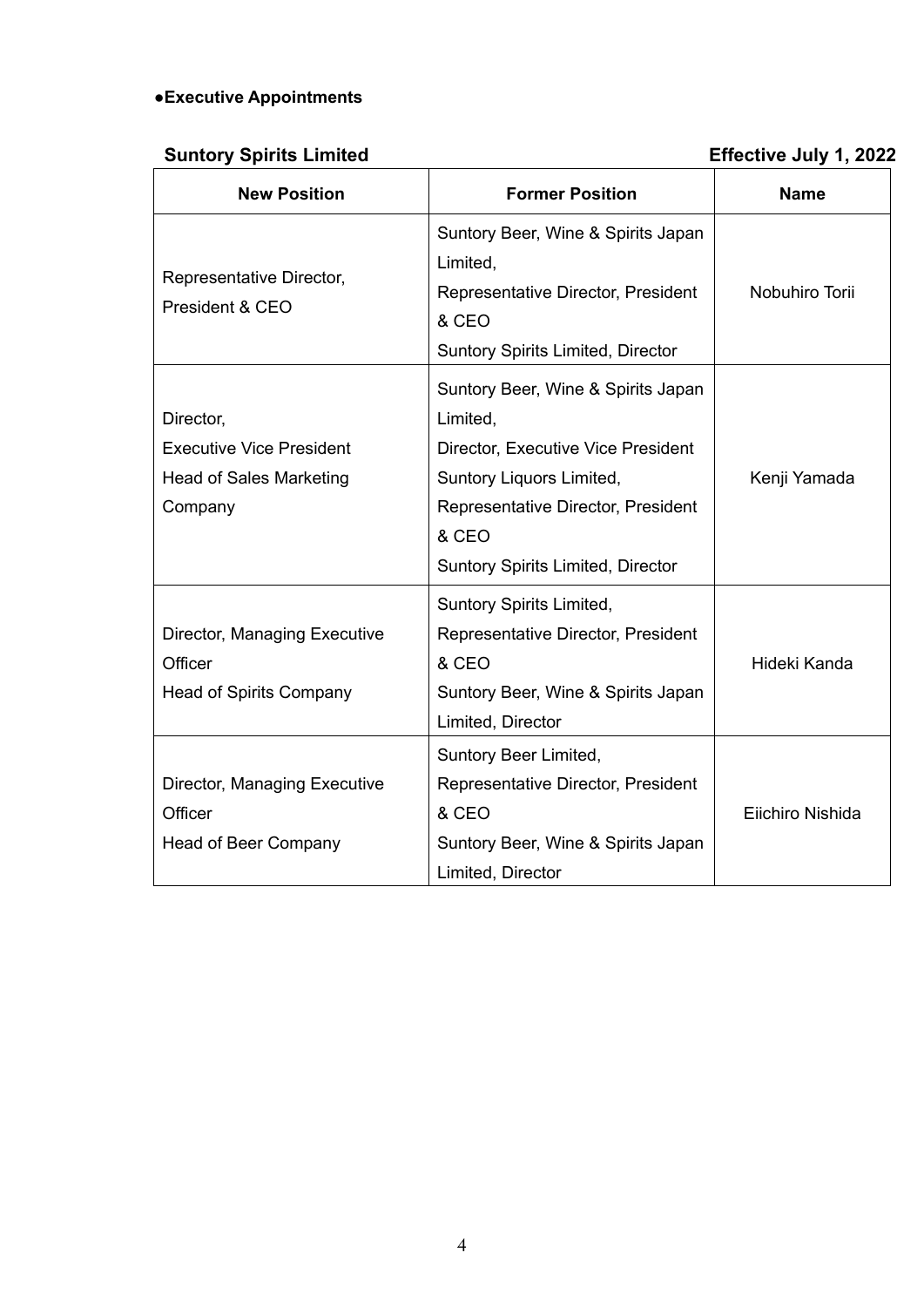●**Executive Appointments**

**Suntory Spirits Limited** **Effective July 1, 2022**

| New Position | Former Position | Name |
|---|---|---|
| Representative Director, President & CEO | Suntory Beer, Wine & Spirits Japan Limited, Representative Director, President & CEO Suntory Spirits Limited, Director | Nobuhiro Torii |
| Director, Executive Vice President Head of Sales Marketing Company | Suntory Beer, Wine & Spirits Japan Limited, Director, Executive Vice President Suntory Liquors Limited, Representative Director, President & CEO Suntory Spirits Limited, Director | Kenji Yamada |
| Director, Managing Executive Officer Head of Spirits Company | Suntory Spirits Limited, Representative Director, President & CEO Suntory Beer, Wine & Spirits Japan Limited, Director | Hideki Kanda |
| Director, Managing Executive Officer Head of Beer Company | Suntory Beer Limited, Representative Director, President & CEO Suntory Beer, Wine & Spirits Japan Limited, Director | Eiichiro Nishida |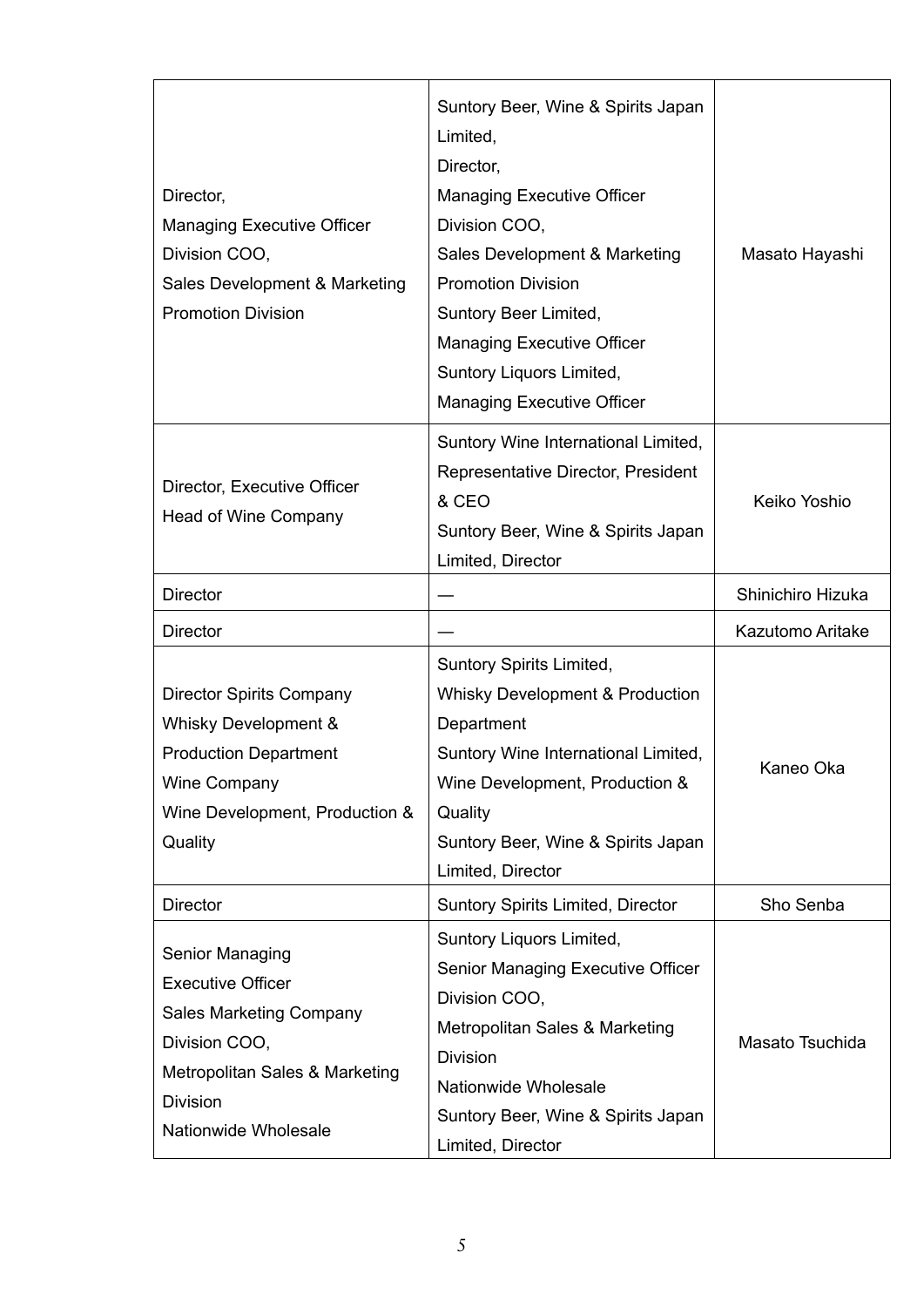| | | |
|---|---|---|
| Director,<br>Managing Executive Officer<br>Division COO,<br>Sales Development & Marketing Promotion Division | Suntory Beer, Wine & Spirits Japan Limited,<br>Director,<br>Managing Executive Officer<br>Division COO,<br>Sales Development & Marketing Promotion Division<br>Suntory Beer Limited,<br>Managing Executive Officer<br>Suntory Liquors Limited,<br>Managing Executive Officer | Masato Hayashi |
| Director, Executive Officer<br>Head of Wine Company | Suntory Wine International Limited,<br>Representative Director, President & CEO<br>Suntory Beer, Wine & Spirits Japan Limited, Director | Keiko Yoshio |
| Director | — | Shinichiro Hizuka |
| Director | — | Kazutomo Aritake |
| Director Spirits Company<br>Whisky Development & Production Department<br>Wine Company<br>Wine Development, Production & Quality | Suntory Spirits Limited,<br>Whisky Development & Production Department<br>Suntory Wine International Limited,<br>Wine Development, Production & Quality<br>Suntory Beer, Wine & Spirits Japan Limited, Director | Kaneo Oka |
| Director | Suntory Spirits Limited, Director | Sho Senba |
| Senior Managing Executive Officer<br>Sales Marketing Company<br>Division COO,<br>Metropolitan Sales & Marketing Division<br>Nationwide Wholesale | Suntory Liquors Limited,<br>Senior Managing Executive Officer<br>Division COO,<br>Metropolitan Sales & Marketing Division<br>Nationwide Wholesale<br>Suntory Beer, Wine & Spirits Japan Limited, Director | Masato Tsuchida |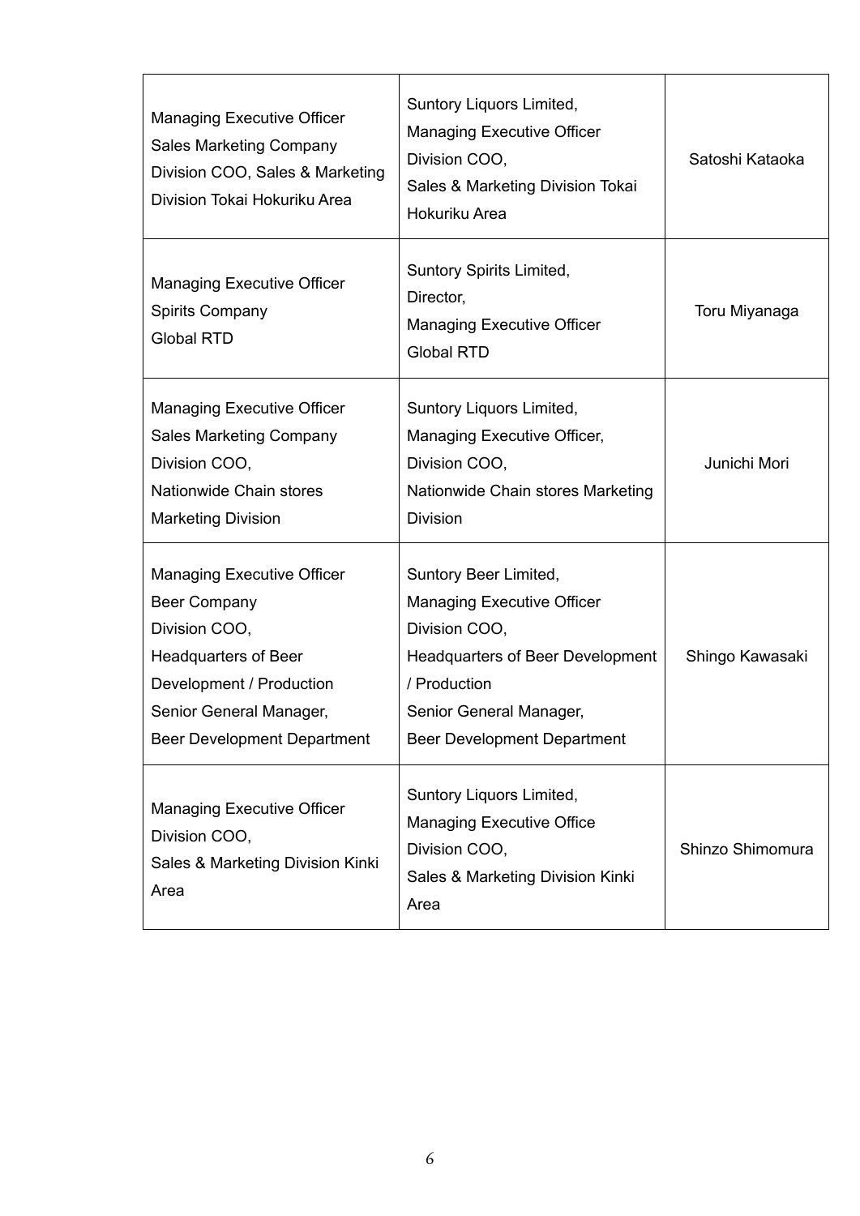| | | |
|---|---|---|
| Managing Executive Officer<br>Sales Marketing Company<br>Division COO, Sales & Marketing Division Tokai Hokuriku Area | Suntory Liquors Limited,<br>Managing Executive Officer<br>Division COO,<br>Sales & Marketing Division Tokai Hokuriku Area | Satoshi Kataoka |
| Managing Executive Officer<br>Spirits Company<br>Global RTD | Suntory Spirits Limited,<br>Director,<br>Managing Executive Officer<br>Global RTD | Toru Miyanaga |
| Managing Executive Officer<br>Sales Marketing Company<br>Division COO,<br>Nationwide Chain stores<br>Marketing Division | Suntory Liquors Limited,<br>Managing Executive Officer,<br>Division COO,<br>Nationwide Chain stores Marketing Division | Junichi Mori |
| Managing Executive Officer<br>Beer Company<br>Division COO,<br>Headquarters of Beer Development / Production<br>Senior General Manager,<br>Beer Development Department | Suntory Beer Limited,<br>Managing Executive Officer<br>Division COO,<br>Headquarters of Beer Development / Production<br>Senior General Manager,<br>Beer Development Department | Shingo Kawasaki |
| Managing Executive Officer<br>Division COO,<br>Sales & Marketing Division Kinki Area | Suntory Liquors Limited,<br>Managing Executive Office<br>Division COO,<br>Sales & Marketing Division Kinki Area | Shinzo Shimomura |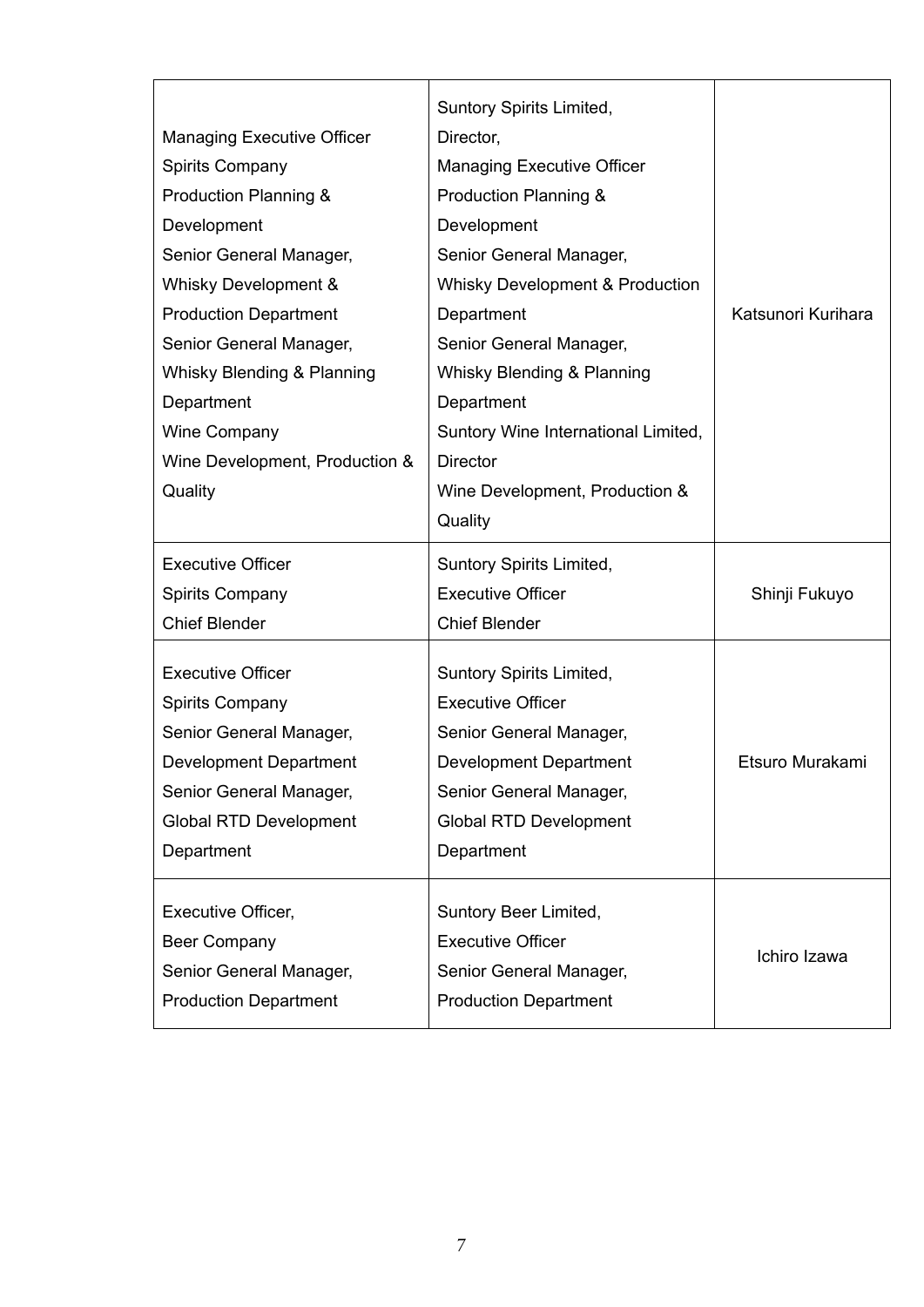| | | |
|---|---|---|
| Managing Executive Officer<br>Spirits Company<br>Production Planning & Development<br>Senior General Manager,<br>Whisky Development & Production Department<br>Senior General Manager,<br>Whisky Blending & Planning Department<br>Wine Company<br>Wine Development, Production & Quality | Suntory Spirits Limited,<br>Director,<br>Managing Executive Officer<br>Production Planning & Development<br>Senior General Manager,<br>Whisky Development & Production Department<br>Senior General Manager,<br>Whisky Blending & Planning Department<br>Suntory Wine International Limited,<br>Director<br>Wine Development, Production & Quality | Katsunori Kurihara |
| Executive Officer<br>Spirits Company<br>Chief Blender | Suntory Spirits Limited,<br>Executive Officer<br>Chief Blender | Shinji Fukuyo |
| Executive Officer<br>Spirits Company<br>Senior General Manager,<br>Development Department<br>Senior General Manager,<br>Global RTD Development Department | Suntory Spirits Limited,<br>Executive Officer<br>Senior General Manager,<br>Development Department<br>Senior General Manager,<br>Global RTD Development Department | Etsuro Murakami |
| Executive Officer,<br>Beer Company<br>Senior General Manager,<br>Production Department | Suntory Beer Limited,<br>Executive Officer<br>Senior General Manager,<br>Production Department | Ichiro Izawa |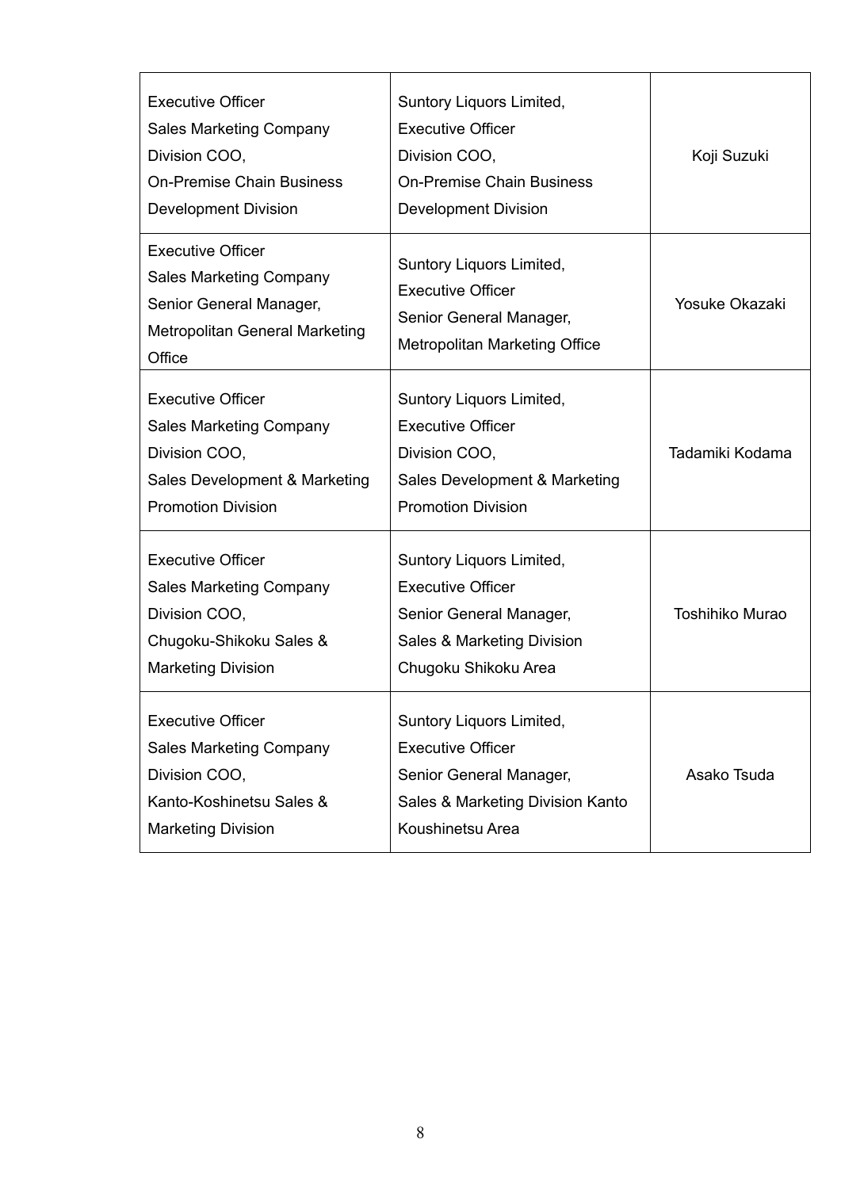| | | |
|---|---|---|
| Executive Officer<br>Sales Marketing Company<br>Division COO,<br>On-Premise Chain Business Development Division | Suntory Liquors Limited,<br>Executive Officer<br>Division COO,<br>On-Premise Chain Business Development Division | Koji Suzuki |
| Executive Officer<br>Sales Marketing Company<br>Senior General Manager,<br>Metropolitan General Marketing Office | Suntory Liquors Limited,<br>Executive Officer<br>Senior General Manager,<br>Metropolitan Marketing Office | Yosuke Okazaki |
| Executive Officer<br>Sales Marketing Company<br>Division COO,<br>Sales Development & Marketing Promotion Division | Suntory Liquors Limited,<br>Executive Officer<br>Division COO,<br>Sales Development & Marketing Promotion Division | Tadamiki Kodama |
| Executive Officer<br>Sales Marketing Company<br>Division COO,<br>Chugoku-Shikoku Sales & Marketing Division | Suntory Liquors Limited,<br>Executive Officer<br>Senior General Manager,<br>Sales & Marketing Division Chugoku Shikoku Area | Toshihiko Murao |
| Executive Officer<br>Sales Marketing Company<br>Division COO,<br>Kanto-Koshinetsu Sales & Marketing Division | Suntory Liquors Limited,<br>Executive Officer<br>Senior General Manager,<br>Sales & Marketing Division Kanto Koushinetsu Area | Asako Tsuda |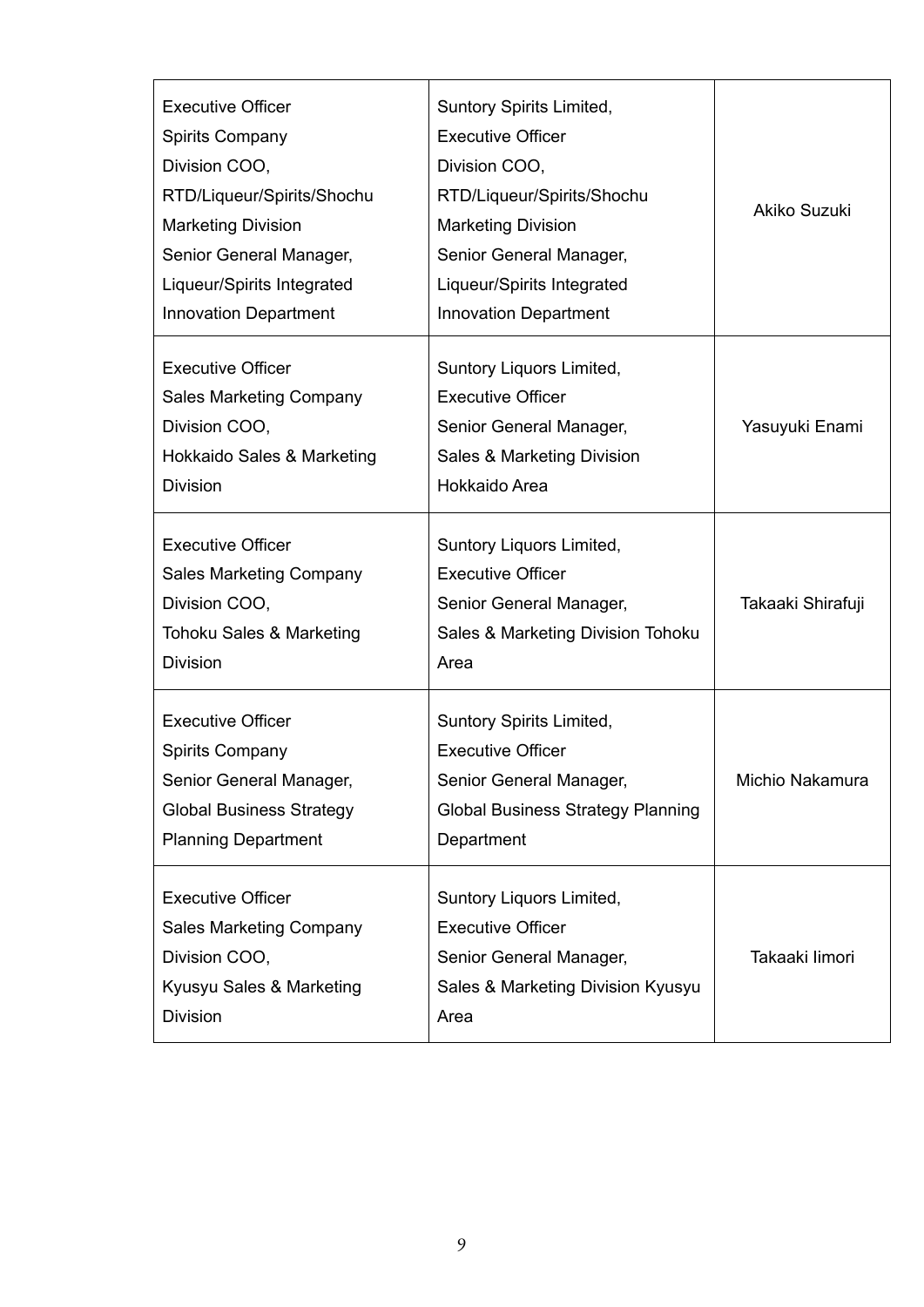| | | |
|---|---|---|
| Executive Officer<br>Spirits Company<br>Division COO,<br>RTD/Liqueur/Spirits/Shochu Marketing Division<br>Senior General Manager,<br>Liqueur/Spirits Integrated Innovation Department | Suntory Spirits Limited,<br>Executive Officer<br>Division COO,<br>RTD/Liqueur/Spirits/Shochu Marketing Division<br>Senior General Manager,<br>Liqueur/Spirits Integrated Innovation Department | Akiko Suzuki |
| Executive Officer<br>Sales Marketing Company<br>Division COO,<br>Hokkaido Sales & Marketing Division | Suntory Liquors Limited,<br>Executive Officer<br>Senior General Manager,<br>Sales & Marketing Division Hokkaido Area | Yasuyuki Enami |
| Executive Officer<br>Sales Marketing Company<br>Division COO,<br>Tohoku Sales & Marketing Division | Suntory Liquors Limited,<br>Executive Officer<br>Senior General Manager,<br>Sales & Marketing Division Tohoku Area | Takaaki Shirafuji |
| Executive Officer<br>Spirits Company<br>Senior General Manager,<br>Global Business Strategy Planning Department | Suntory Spirits Limited,<br>Executive Officer<br>Senior General Manager,<br>Global Business Strategy Planning Department | Michio Nakamura |
| Executive Officer<br>Sales Marketing Company<br>Division COO,<br>Kyusyu Sales & Marketing Division | Suntory Liquors Limited,<br>Executive Officer<br>Senior General Manager,<br>Sales & Marketing Division Kyusyu Area | Takaaki Iimori |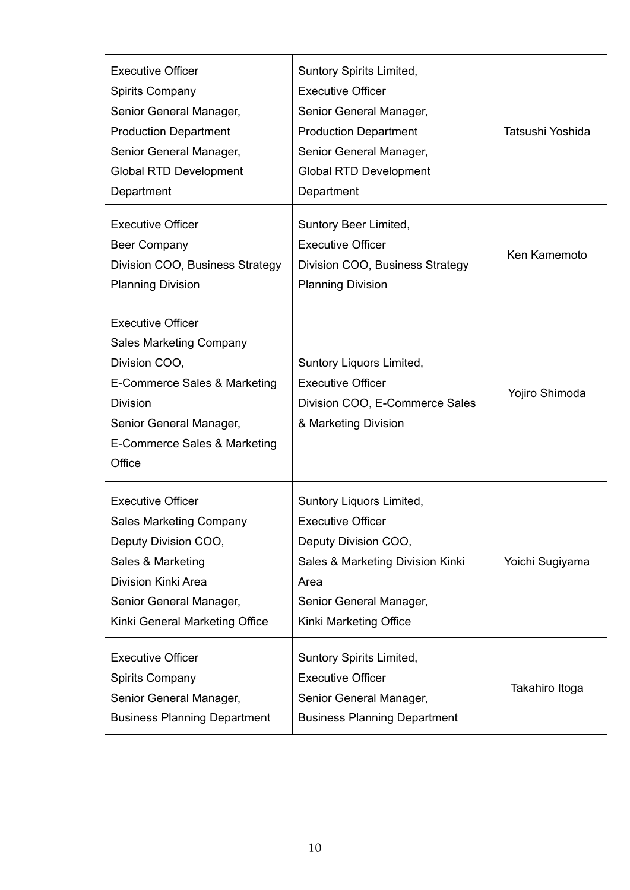| | | |
|---|---|---|
| Executive Officer<br>Spirits Company<br>Senior General Manager,<br>Production Department<br>Senior General Manager,<br>Global RTD Development Department | Suntory Spirits Limited,<br>Executive Officer<br>Senior General Manager,<br>Production Department<br>Senior General Manager,<br>Global RTD Development Department | Tatsushi Yoshida |
| Executive Officer<br>Beer Company<br>Division COO, Business Strategy Planning Division | Suntory Beer Limited,<br>Executive Officer<br>Division COO, Business Strategy Planning Division | Ken Kamemoto |
| Executive Officer<br>Sales Marketing Company<br>Division COO,<br>E-Commerce Sales & Marketing Division<br>Senior General Manager,<br>E-Commerce Sales & Marketing Office | Suntory Liquors Limited,<br>Executive Officer<br>Division COO, E-Commerce Sales & Marketing Division | Yojiro Shimoda |
| Executive Officer<br>Sales Marketing Company<br>Deputy Division COO,<br>Sales & Marketing<br>Division Kinki Area<br>Senior General Manager,<br>Kinki General Marketing Office | Suntory Liquors Limited,<br>Executive Officer<br>Deputy Division COO,<br>Sales & Marketing Division Kinki Area<br>Senior General Manager,<br>Kinki Marketing Office | Yoichi Sugiyama |
| Executive Officer<br>Spirits Company<br>Senior General Manager,<br>Business Planning Department | Suntory Spirits Limited,<br>Executive Officer<br>Senior General Manager,<br>Business Planning Department | Takahiro Itoga |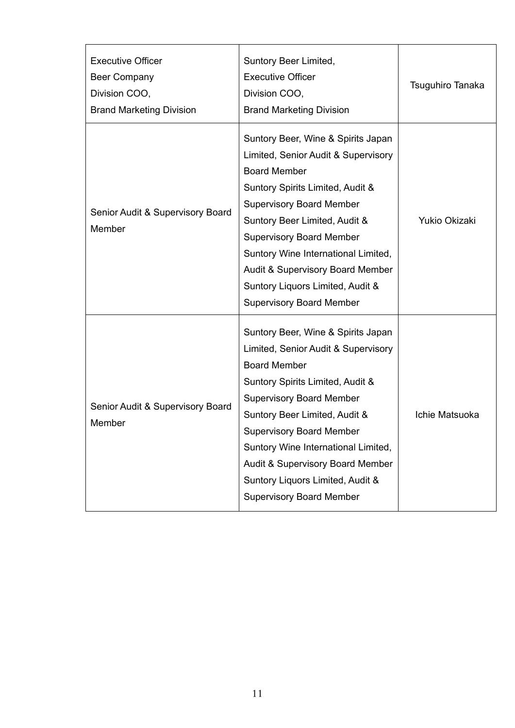| | | |
|---|---|---|
| Executive Officer<br>Beer Company<br>Division COO,<br>Brand Marketing Division | Suntory Beer Limited,<br>Executive Officer<br>Division COO,<br>Brand Marketing Division | Tsuguhiro Tanaka |
| Senior Audit & Supervisory Board Member | Suntory Beer, Wine & Spirits Japan Limited, Senior Audit & Supervisory Board Member<br>Suntory Spirits Limited, Audit & Supervisory Board Member<br>Suntory Beer Limited, Audit & Supervisory Board Member<br>Suntory Wine International Limited, Audit & Supervisory Board Member<br>Suntory Liquors Limited, Audit & Supervisory Board Member | Yukio Okizaki |
| Senior Audit & Supervisory Board Member | Suntory Beer, Wine & Spirits Japan Limited, Senior Audit & Supervisory Board Member<br>Suntory Spirits Limited, Audit & Supervisory Board Member<br>Suntory Beer Limited, Audit & Supervisory Board Member<br>Suntory Wine International Limited, Audit & Supervisory Board Member<br>Suntory Liquors Limited, Audit & Supervisory Board Member | Ichie Matsuoka |